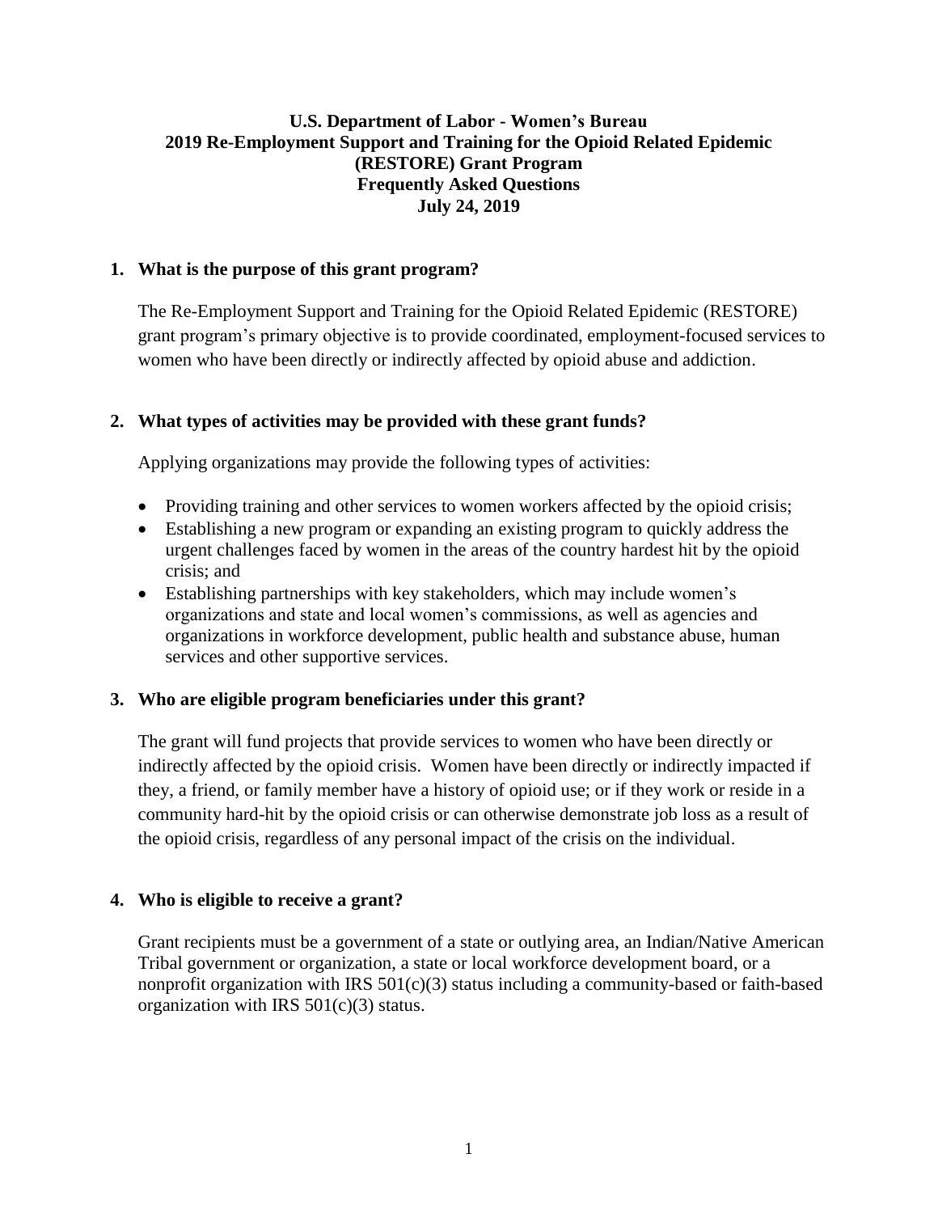# U.S. Department of Labor - Women's Bureau
# 2019 Re-Employment Support and Training for the Opioid Related Epidemic (RESTORE) Grant Program
# Frequently Asked Questions
# July 24, 2019

### 1. What is the purpose of this grant program?

The Re-Employment Support and Training for the Opioid Related Epidemic (RESTORE) grant program's primary objective is to provide coordinated, employment-focused services to women who have been directly or indirectly affected by opioid abuse and addiction.

### 2. What types of activities may be provided with these grant funds?

Applying organizations may provide the following types of activities:

- Providing training and other services to women workers affected by the opioid crisis;
- Establishing a new program or expanding an existing program to quickly address the urgent challenges faced by women in the areas of the country hardest hit by the opioid crisis; and
- Establishing partnerships with key stakeholders, which may include women's organizations and state and local women's commissions, as well as agencies and organizations in workforce development, public health and substance abuse, human services and other supportive services.

### 3. Who are eligible program beneficiaries under this grant?

The grant will fund projects that provide services to women who have been directly or indirectly affected by the opioid crisis. Women have been directly or indirectly impacted if they, a friend, or family member have a history of opioid use; or if they work or reside in a community hard-hit by the opioid crisis or can otherwise demonstrate job loss as a result of the opioid crisis, regardless of any personal impact of the crisis on the individual.

### 4. Who is eligible to receive a grant?

Grant recipients must be a government of a state or outlying area, an Indian/Native American Tribal government or organization, a state or local workforce development board, or a nonprofit organization with IRS 501(c)(3) status including a community-based or faith-based organization with IRS 501(c)(3) status.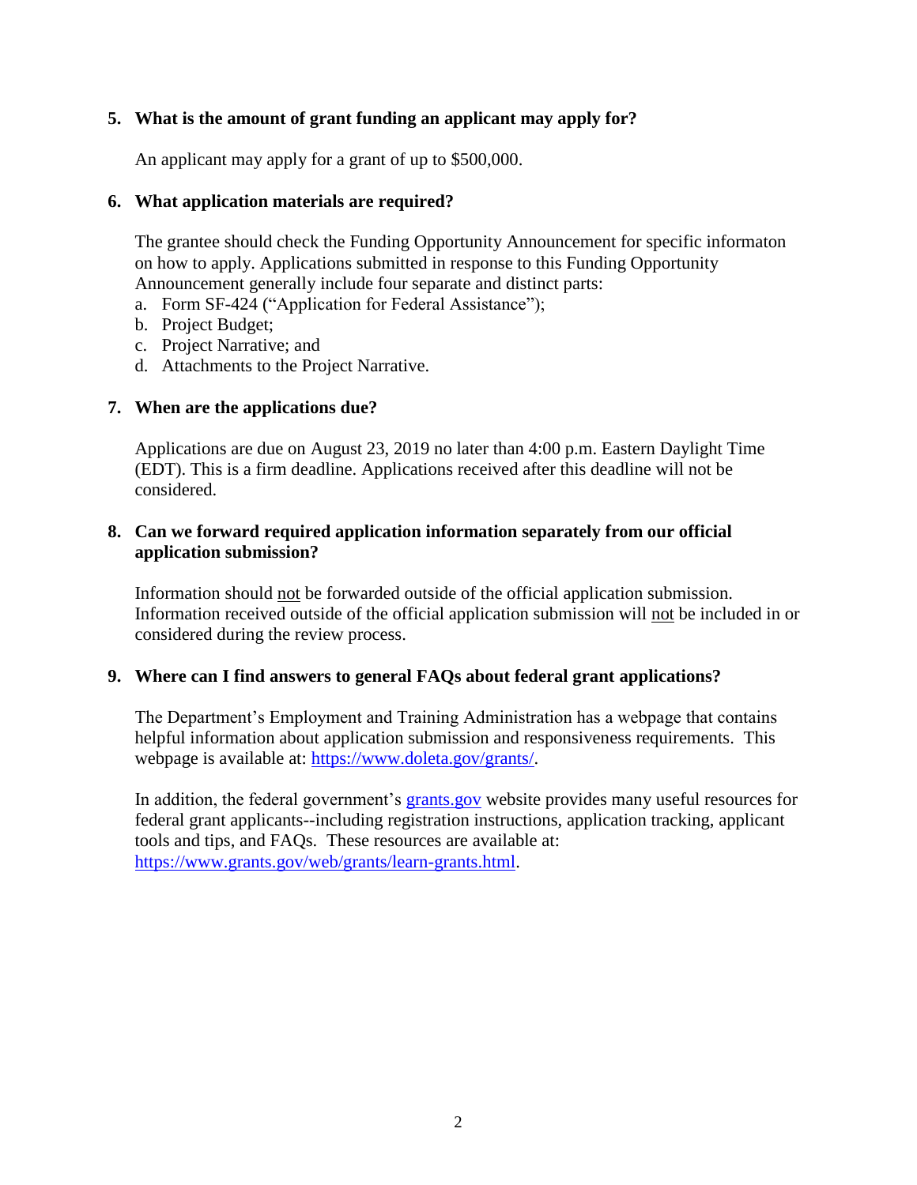**5. What is the amount of grant funding an applicant may apply for?**

An applicant may apply for a grant of up to $500,000.

**6. What application materials are required?**

The grantee should check the Funding Opportunity Announcement for specific informaton on how to apply. Applications submitted in response to this Funding Opportunity Announcement generally include four separate and distinct parts:

a. Form SF-424 ("Application for Federal Assistance");
b. Project Budget;
c. Project Narrative; and
d. Attachments to the Project Narrative.

**7. When are the applications due?**

Applications are due on August 23, 2019 no later than 4:00 p.m. Eastern Daylight Time (EDT). This is a firm deadline. Applications received after this deadline will not be considered.

**8. Can we forward required application information separately from our official application submission?**

Information should not be forwarded outside of the official application submission. Information received outside of the official application submission will not be included in or considered during the review process.

**9. Where can I find answers to general FAQs about federal grant applications?**

The Department's Employment and Training Administration has a webpage that contains helpful information about application submission and responsiveness requirements. This webpage is available at: [https://www.doleta.gov/grants/](https://www.doleta.gov/grants/).

In addition, the federal government's [grants.gov](https://www.grants.gov) website provides many useful resources for federal grant applicants--including registration instructions, application tracking, applicant tools and tips, and FAQs. These resources are available at: [https://www.grants.gov/web/grants/learn-grants.html](https://www.grants.gov/web/grants/learn-grants.html).